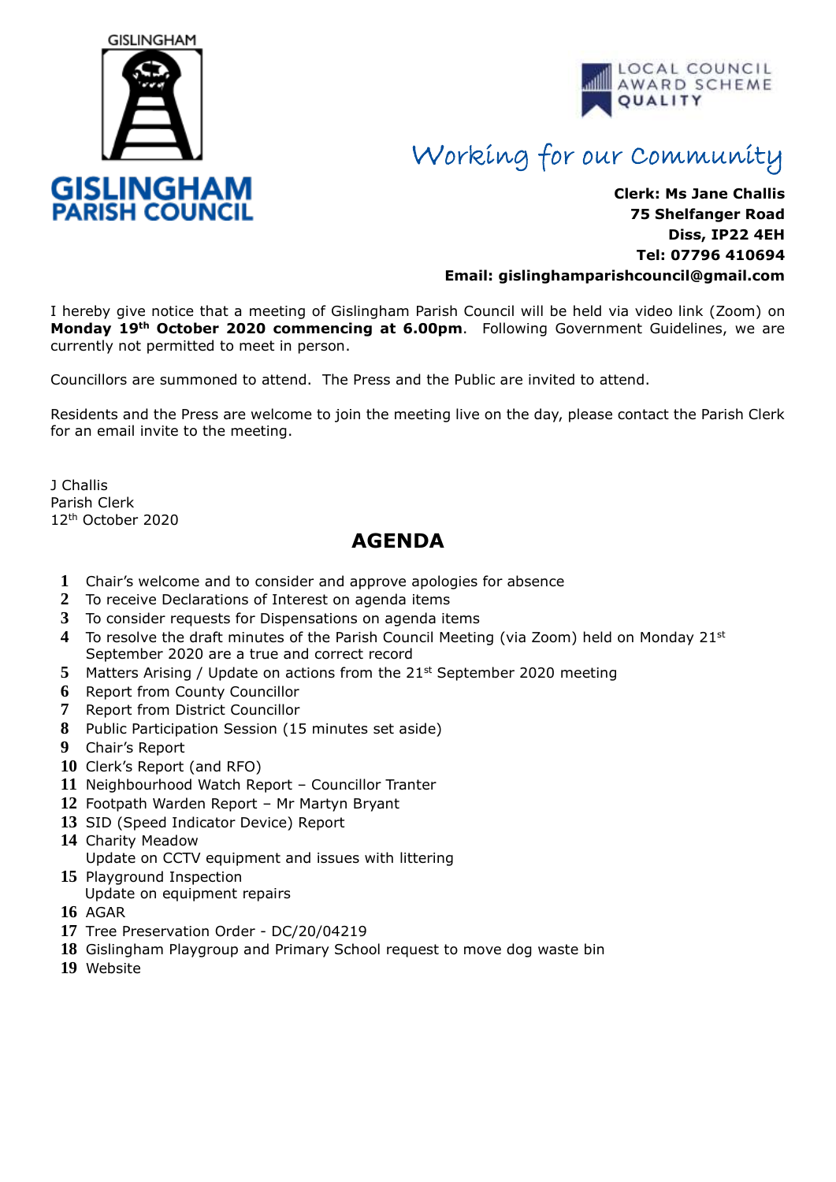GISLINGHAM

# GISLINGHAM PARISH COUNCIL

LOCAL COUNCIL AWARD SCHEME QUALITY

*Working for our Community*

**Clerk: Ms Jane Challis**
**75 Shelfanger Road**
**Diss, IP22 4EH**
**Tel: 07796 410694**
**Email: gislinghamparishcouncil@gmail.com**

I hereby give notice that a meeting of Gislingham Parish Council will be held via video link (Zoom) on **Monday 19th October 2020 commencing at 6.00pm**. Following Government Guidelines, we are currently not permitted to meet in person.

Councillors are summoned to attend. The Press and the Public are invited to attend.

Residents and the Press are welcome to join the meeting live on the day, please contact the Parish Clerk for an email invite to the meeting.

J Challis
Parish Clerk
12th October 2020

## AGENDA

1. Chair's welcome and to consider and approve apologies for absence
2. To receive Declarations of Interest on agenda items
3. To consider requests for Dispensations on agenda items
4. To resolve the draft minutes of the Parish Council Meeting (via Zoom) held on Monday 21st September 2020 are a true and correct record
5. Matters Arising / Update on actions from the 21st September 2020 meeting
6. Report from County Councillor
7. Report from District Councillor
8. Public Participation Session (15 minutes set aside)
9. Chair's Report
10. Clerk's Report (and RFO)
11. Neighbourhood Watch Report – Councillor Tranter
12. Footpath Warden Report – Mr Martyn Bryant
13. SID (Speed Indicator Device) Report
14. Charity Meadow
    Update on CCTV equipment and issues with littering
15. Playground Inspection
    Update on equipment repairs
16. AGAR
17. Tree Preservation Order - DC/20/04219
18. Gislingham Playgroup and Primary School request to move dog waste bin
19. Website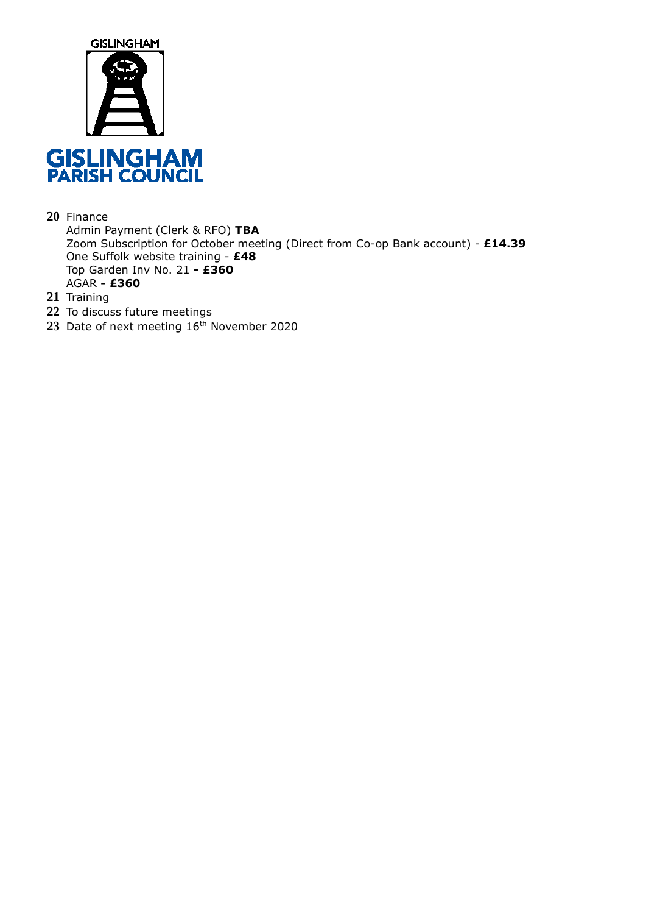GISLINGHAM

GISLINGHAM
PARISH COUNCIL

20 Finance
   Admin Payment (Clerk & RFO) **TBA**
   Zoom Subscription for October meeting (Direct from Co-op Bank account) - **£14.39**
   One Suffolk website training - **£48**
   Top Garden Inv No. 21 **- £360**
   AGAR **- £360**

21 Training

22 To discuss future meetings

23 Date of next meeting 16th November 2020